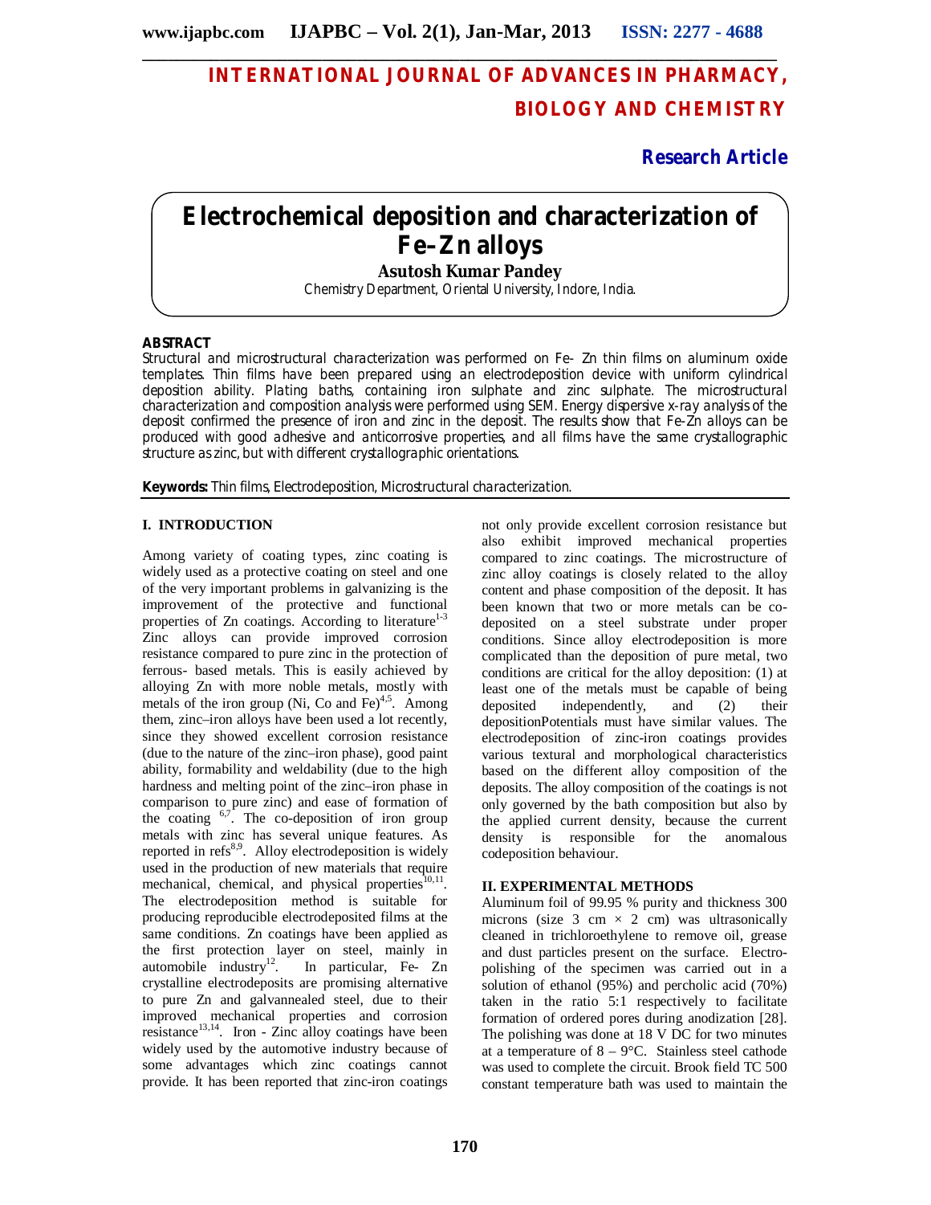# INTERNATIONAL JOURNAL OF ADVANCES IN PHARMACY, BIOLOGY AND CHEMISTRY

**Research Article**

# Electrochemical deposition and characterization of Fe–Zn alloys

**Asutosh Kumar Pandey**

Chemistry Department, Oriental University, Indore, India.

## ABSTRACT

Structural and microstructural characterization was performed on Fe- Zn thin films on aluminum oxide templates. Thin films have been prepared using an electrodeposition device with uniform cylindrical deposition ability. Plating baths, containing iron sulphate and zinc sulphate. The microstructural characterization and composition analysis were performed using SEM. Energy dispersive x-ray analysis of the deposit confirmed the presence of iron and zinc in the deposit. The results show that Fe-Zn alloys can be produced with good adhesive and anticorrosive properties, and all films have the same crystallographic structure as zinc, but with different crystallographic orientations.

**Keywords:** Thin films, Electrodeposition, Microstructural characterization.

## I. INTRODUCTION

Among variety of coating types, zinc coating is widely used as a protective coating on steel and one of the very important problems in galvanizing is the improvement of the protective and functional properties of Zn coatings. According to literature[1-3] Zinc alloys can provide improved corrosion resistance compared to pure zinc in the protection of ferrous- based metals. This is easily achieved by alloying Zn with more noble metals, mostly with metals of the iron group (Ni, Co and Fe)[4,5]. Among them, zinc–iron alloys have been used a lot recently, since they showed excellent corrosion resistance (due to the nature of the zinc–iron phase), good paint ability, formability and weldability (due to the high hardness and melting point of the zinc–iron phase in comparison to pure zinc) and ease of formation of the coating [6,7]. The co-deposition of iron group metals with zinc has several unique features. As reported in refs[8,9]. Alloy electrodeposition is widely used in the production of new materials that require mechanical, chemical, and physical properties[10,11]. The electrodeposition method is suitable for producing reproducible electrodeposited films at the same conditions. Zn coatings have been applied as the first protection layer on steel, mainly in automobile industry[12]. In particular, Fe- Zn crystalline electrodeposits are promising alternative to pure Zn and galvannealed steel, due to their improved mechanical properties and corrosion resistance[13,14]. Iron - Zinc alloy coatings have been widely used by the automotive industry because of some advantages which zinc coatings cannot provide. It has been reported that zinc-iron coatings not only provide excellent corrosion resistance but also exhibit improved mechanical properties compared to zinc coatings. The microstructure of zinc alloy coatings is closely related to the alloy content and phase composition of the deposit. It has been known that two or more metals can be co-deposited on a steel substrate under proper conditions. Since alloy electrodeposition is more complicated than the deposition of pure metal, two conditions are critical for the alloy deposition: (1) at least one of the metals must be capable of being deposited independently, and (2) their depositionPotentials must have similar values. The electrodeposition of zinc-iron coatings provides various textural and morphological characteristics based on the different alloy composition of the deposits. The alloy composition of the coatings is not only governed by the bath composition but also by the applied current density, because the current density is responsible for the anomalous codeposition behaviour.

## II. EXPERIMENTAL METHODS

Aluminum foil of 99.95 % purity and thickness 300 microns (size 3 cm × 2 cm) was ultrasonically cleaned in trichloroethylene to remove oil, grease and dust particles present on the surface. Electro-polishing of the specimen was carried out in a solution of ethanol (95%) and percholic acid (70%) taken in the ratio 5:1 respectively to facilitate formation of ordered pores during anodization [28]. The polishing was done at 18 V DC for two minutes at a temperature of 8 – 9°C. Stainless steel cathode was used to complete the circuit. Brook field TC 500 constant temperature bath was used to maintain the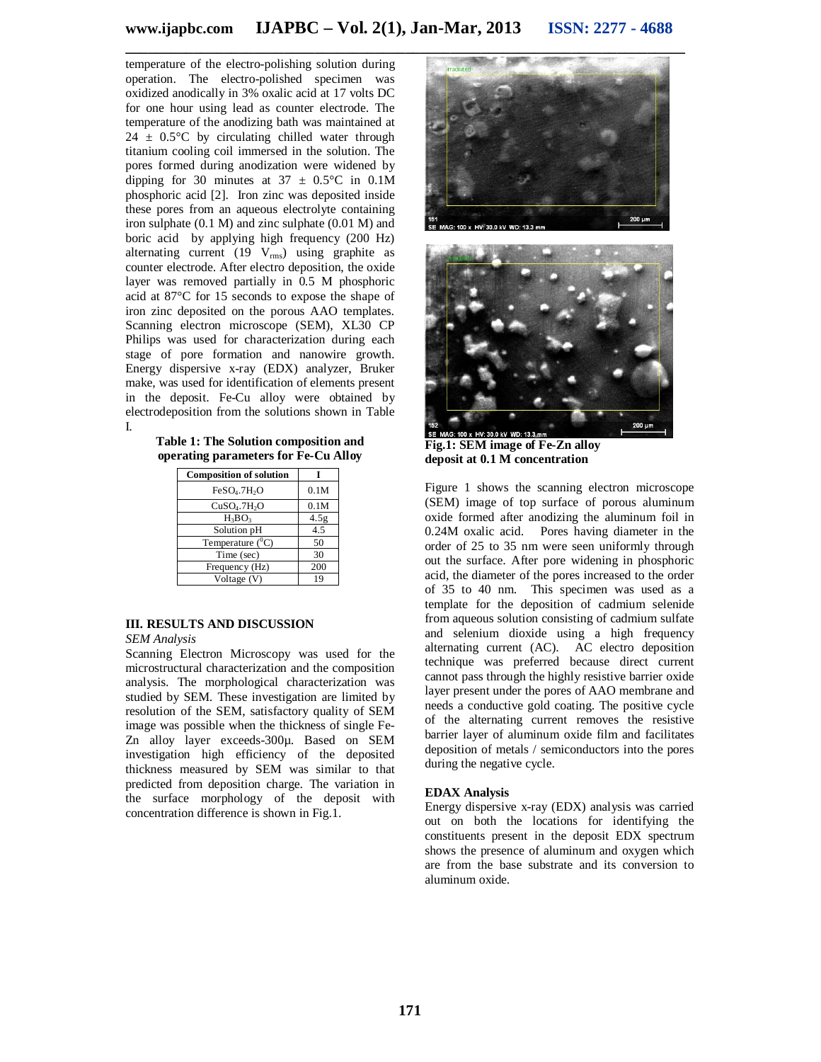temperature of the electro-polishing solution during operation. The electro-polished specimen was oxidized anodically in 3% oxalic acid at 17 volts DC for one hour using lead as counter electrode. The temperature of the anodizing bath was maintained at 24 ± 0.5°C by circulating chilled water through titanium cooling coil immersed in the solution. The pores formed during anodization were widened by dipping for 30 minutes at 37 ± 0.5°C in 0.1M phosphoric acid [2]. Iron zinc was deposited inside these pores from an aqueous electrolyte containing iron sulphate (0.1 M) and zinc sulphate (0.01 M) and boric acid by applying high frequency (200 Hz) alternating current (19 $V_{rms}$) using graphite as counter electrode. After electro deposition, the oxide layer was removed partially in 0.5 M phosphoric acid at 87°C for 15 seconds to expose the shape of iron zinc deposited on the porous AAO templates. Scanning electron microscope (SEM), XL30 CP Philips was used for characterization during each stage of pore formation and nanowire growth. Energy dispersive x-ray (EDX) analyzer, Bruker make, was used for identification of elements present in the deposit. Fe-Cu alloy were obtained by electrodeposition from the solutions shown in Table I.

**Table 1: The Solution composition and operating parameters for Fe-Cu Alloy**

| Composition of solution | I |
|---|---|
| $FeSO_4.7H_2O$ | 0.1M |
| $CuSO_4.7H_2O$ | 0.1M |
| $H_3BO_3$ | 4.5g |
| Solution pH | 4.5 |
| Temperature ($^0C$) | 50 |
| Time (sec) | 30 |
| Frequency (Hz) | 200 |
| Voltage (V) | 19 |

## III. RESULTS AND DISCUSSION

*SEM Analysis*

Scanning Electron Microscopy was used for the microstructural characterization and the composition analysis. The morphological characterization was studied by SEM. These investigation are limited by resolution of the SEM, satisfactory quality of SEM image was possible when the thickness of single Fe-Zn alloy layer exceeds-300μ. Based on SEM investigation high efficiency of the deposited thickness measured by SEM was similar to that predicted from deposition charge. The variation in the surface morphology of the deposit with concentration difference is shown in Fig.1.

**Fig.1: SEM image of Fe-Zn alloy deposit at 0.1 M concentration**

Figure 1 shows the scanning electron microscope (SEM) image of top surface of porous aluminum oxide formed after anodizing the aluminum foil in 0.24M oxalic acid. Pores having diameter in the order of 25 to 35 nm were seen uniformly through out the surface. After pore widening in phosphoric acid, the diameter of the pores increased to the order of 35 to 40 nm. This specimen was used as a template for the deposition of cadmium selenide from aqueous solution consisting of cadmium sulfate and selenium dioxide using a high frequency alternating current (AC). AC electro deposition technique was preferred because direct current cannot pass through the highly resistive barrier oxide layer present under the pores of AAO membrane and needs a conductive gold coating. The positive cycle of the alternating current removes the resistive barrier layer of aluminum oxide film and facilitates deposition of metals / semiconductors into the pores during the negative cycle.

**EDAX Analysis**

Energy dispersive x-ray (EDX) analysis was carried out on both the locations for identifying the constituents present in the deposit EDX spectrum shows the presence of aluminum and oxygen which are from the base substrate and its conversion to aluminum oxide.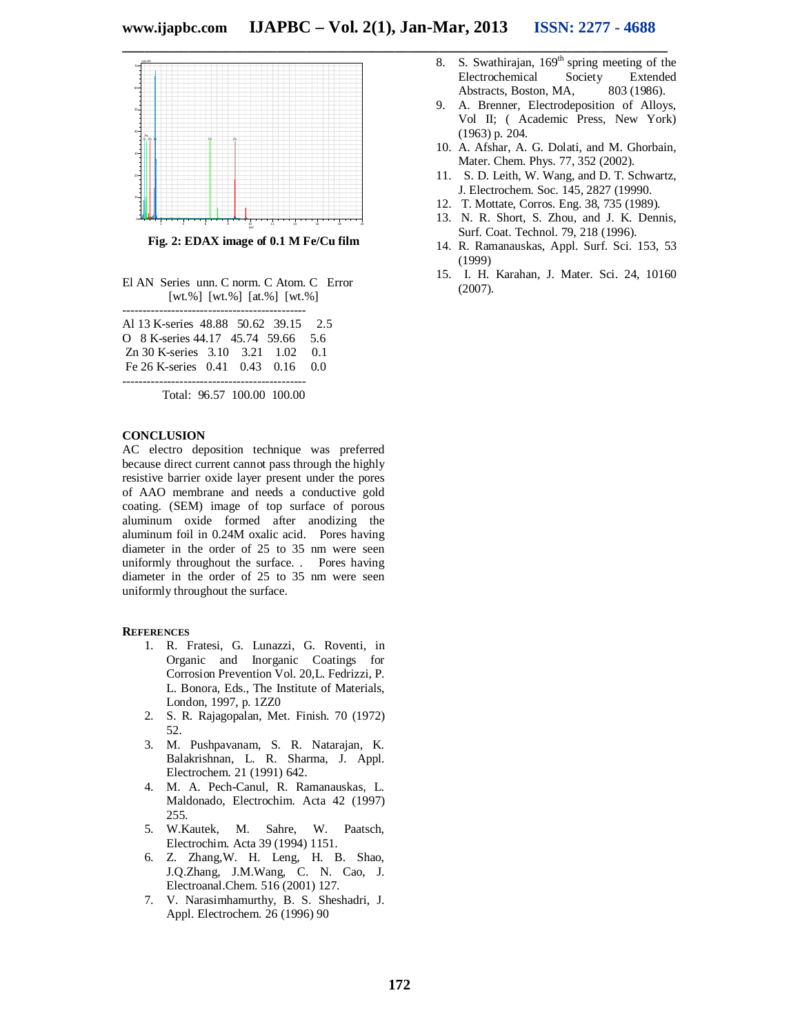Fig. 2: EDAX image of 0.1 M Fe/Cu film

| El | AN | Series | unn. C [wt.%] | norm. C [wt.%] | Atom. C [at.%] | Error [wt.%] |
|---|---|---|---|---|---|---|
| Al | 13 | K-series | 48.88 | 50.62 | 39.15 | 2.5 |
| O | 8 | K-series | 44.17 | 45.74 | 59.66 | 5.6 |
| Zn | 30 | K-series | 3.10 | 3.21 | 1.02 | 0.1 |
| Fe | 26 | K-series | 0.41 | 0.43 | 0.16 | 0.0 |
| | | Total: | 96.57 | 100.00 | 100.00 | |

## CONCLUSION

AC electro deposition technique was preferred because direct current cannot pass through the highly resistive barrier oxide layer present under the pores of AAO membrane and needs a conductive gold coating. (SEM) image of top surface of porous aluminum oxide formed after anodizing the aluminum foil in 0.24M oxalic acid. Pores having diameter in the order of 25 to 35 nm were seen uniformly throughout the surface. . Pores having diameter in the order of 25 to 35 nm were seen uniformly throughout the surface.

## REFERENCES

1. R. Fratesi, G. Lunazzi, G. Roventi, in Organic and Inorganic Coatings for Corrosion Prevention Vol. 20,L. Fedrizzi, P. L. Bonora, Eds., The Institute of Materials, London, 1997, p. 1ZZ0
2. S. R. Rajagopalan, Met. Finish. 70 (1972) 52.
3. M. Pushpavanam, S. R. Natarajan, K. Balakrishnan, L. R. Sharma, J. Appl. Electrochem. 21 (1991) 642.
4. M. A. Pech-Canul, R. Ramanauskas, L. Maldonado, Electrochim. Acta 42 (1997) 255.
5. W.Kautek, M. Sahre, W. Paatsch, Electrochim. Acta 39 (1994) 1151.
6. Z. Zhang,W. H. Leng, H. B. Shao, J.Q.Zhang, J.M.Wang, C. N. Cao, J. Electroanal.Chem. 516 (2001) 127.
7. V. Narasimhamurthy, B. S. Sheshadri, J. Appl. Electrochem. 26 (1996) 90
8. S. Swathirajan, 169th spring meeting of the Electrochemical Society Extended Abstracts, Boston, MA, 803 (1986).
9. A. Brenner, Electrodeposition of Alloys, Vol II; ( Academic Press, New York) (1963) p. 204.
10. A. Afshar, A. G. Dolati, and M. Ghorbain, Mater. Chem. Phys. 77, 352 (2002).
11. S. D. Leith, W. Wang, and D. T. Schwartz, J. Electrochem. Soc. 145, 2827 (19990.
12. T. Mottate, Corros. Eng. 38, 735 (1989).
13. N. R. Short, S. Zhou, and J. K. Dennis, Surf. Coat. Technol. 79, 218 (1996).
14. R. Ramanauskas, Appl. Surf. Sci. 153, 53 (1999)
15. I. H. Karahan, J. Mater. Sci. 24, 10160 (2007).